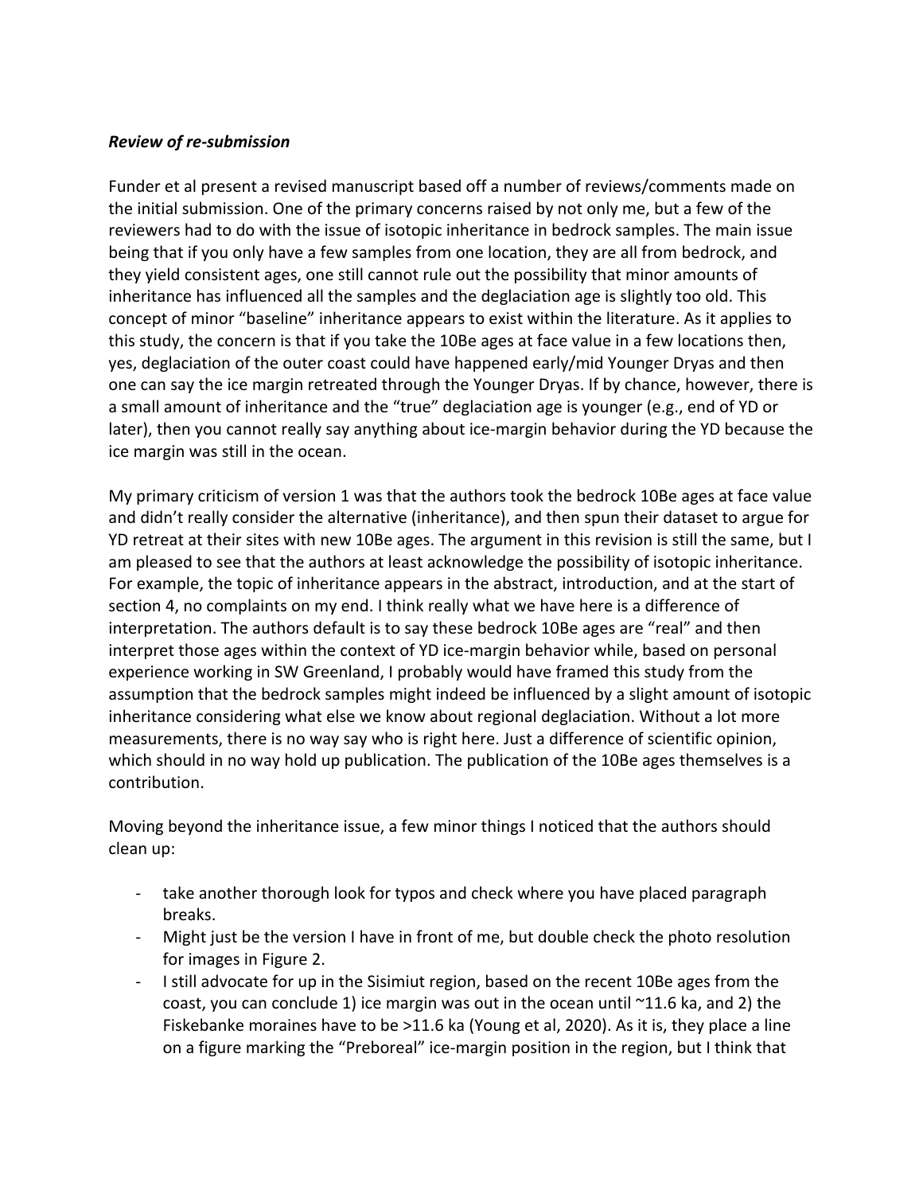***Review of re-submission***

Funder et al present a revised manuscript based off a number of reviews/comments made on the initial submission. One of the primary concerns raised by not only me, but a few of the reviewers had to do with the issue of isotopic inheritance in bedrock samples. The main issue being that if you only have a few samples from one location, they are all from bedrock, and they yield consistent ages, one still cannot rule out the possibility that minor amounts of inheritance has influenced all the samples and the deglaciation age is slightly too old. This concept of minor "baseline" inheritance appears to exist within the literature. As it applies to this study, the concern is that if you take the 10Be ages at face value in a few locations then, yes, deglaciation of the outer coast could have happened early/mid Younger Dryas and then one can say the ice margin retreated through the Younger Dryas. If by chance, however, there is a small amount of inheritance and the "true" deglaciation age is younger (e.g., end of YD or later), then you cannot really say anything about ice-margin behavior during the YD because the ice margin was still in the ocean.

My primary criticism of version 1 was that the authors took the bedrock 10Be ages at face value and didn't really consider the alternative (inheritance), and then spun their dataset to argue for YD retreat at their sites with new 10Be ages. The argument in this revision is still the same, but I am pleased to see that the authors at least acknowledge the possibility of isotopic inheritance. For example, the topic of inheritance appears in the abstract, introduction, and at the start of section 4, no complaints on my end. I think really what we have here is a difference of interpretation. The authors default is to say these bedrock 10Be ages are "real" and then interpret those ages within the context of YD ice-margin behavior while, based on personal experience working in SW Greenland, I probably would have framed this study from the assumption that the bedrock samples might indeed be influenced by a slight amount of isotopic inheritance considering what else we know about regional deglaciation. Without a lot more measurements, there is no way say who is right here. Just a difference of scientific opinion, which should in no way hold up publication. The publication of the 10Be ages themselves is a contribution.

Moving beyond the inheritance issue, a few minor things I noticed that the authors should clean up:

- take another thorough look for typos and check where you have placed paragraph breaks.
- Might just be the version I have in front of me, but double check the photo resolution for images in Figure 2.
- I still advocate for up in the Sisimiut region, based on the recent 10Be ages from the coast, you can conclude 1) ice margin was out in the ocean until ~11.6 ka, and 2) the Fiskebanke moraines have to be >11.6 ka (Young et al, 2020). As it is, they place a line on a figure marking the "Preboreal" ice-margin position in the region, but I think that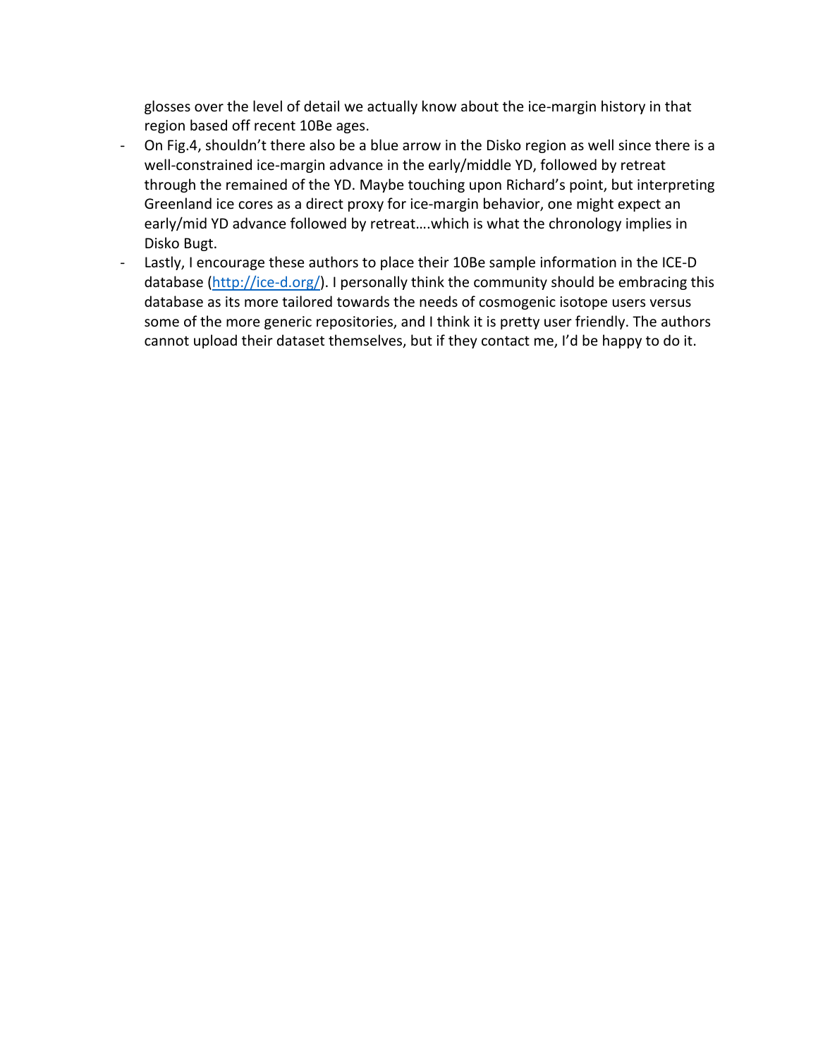glosses over the level of detail we actually know about the ice-margin history in that region based off recent 10Be ages.

- On Fig.4, shouldn't there also be a blue arrow in the Disko region as well since there is a well-constrained ice-margin advance in the early/middle YD, followed by retreat through the remained of the YD. Maybe touching upon Richard's point, but interpreting Greenland ice cores as a direct proxy for ice-margin behavior, one might expect an early/mid YD advance followed by retreat….which is what the chronology implies in Disko Bugt.
- Lastly, I encourage these authors to place their 10Be sample information in the ICE-D database (http://ice-d.org/). I personally think the community should be embracing this database as its more tailored towards the needs of cosmogenic isotope users versus some of the more generic repositories, and I think it is pretty user friendly. The authors cannot upload their dataset themselves, but if they contact me, I'd be happy to do it.